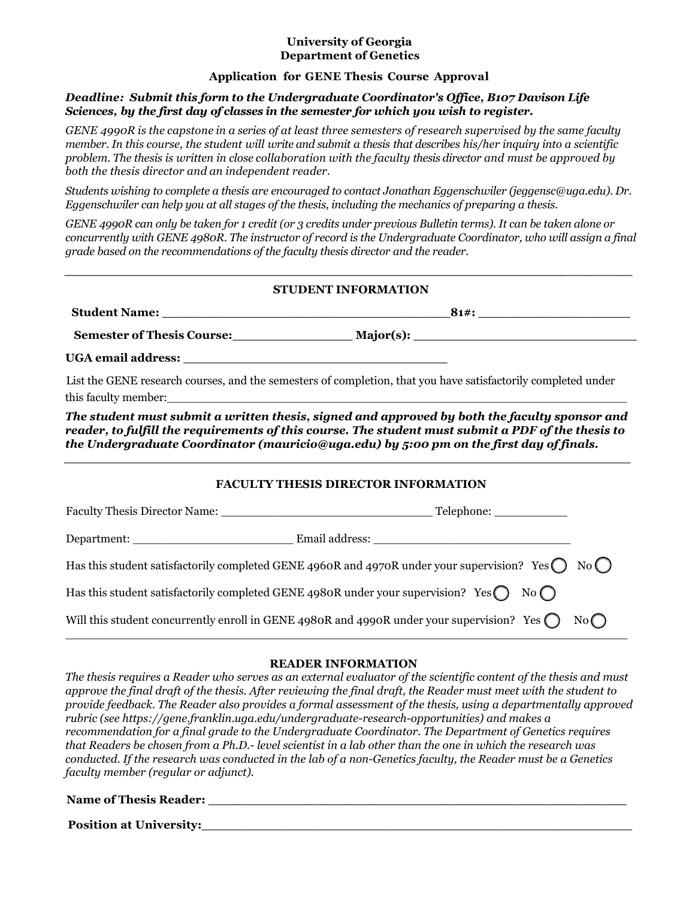**University of Georgia**
**Department of Genetics**

**Application for GENE Thesis Course Approval**

***Deadline: Submit this form to the Undergraduate Coordinator's Office, B107 Davison Life Sciences, by the first day of classes in the semester for which you wish to register.***

*GENE 4990R is the capstone in a series of at least three semesters of research supervised by the same faculty member. In this course, the student will write and submit a thesis that describes his/her inquiry into a scientific problem. The thesis is written in close collaboration with the faculty thesis director and must be approved by both the thesis director and an independent reader.*

*Students wishing to complete a thesis are encouraged to contact Jonathan Eggenschwiler (jeggensc@uga.edu). Dr. Eggenschwiler can help you at all stages of the thesis, including the mechanics of preparing a thesis.*

*GENE 4990R can only be taken for 1 credit (or 3 credits under previous Bulletin terms). It can be taken alone or concurrently with GENE 4980R. The instructor of record is the Undergraduate Coordinator, who will assign a final grade based on the recommendations of the faculty thesis director and the reader.*

---

**STUDENT INFORMATION**

**Student Name:** ______________________________________ **81#:** ____________________

**Semester of Thesis Course:** _______________ **Major(s):** ___________________________

**UGA email address:** __________________________________

List the GENE research courses, and the semesters of completion, that you have satisfactorily completed under this faculty member: ______________________________________________________________

***The student must submit a written thesis, signed and approved by both the faculty sponsor and reader, to fulfill the requirements of this course. The student must submit a PDF of the thesis to the Undergraduate Coordinator (mauricio@uga.edu) by 5:00 pm on the first day of finals.***

---

**FACULTY THESIS DIRECTOR INFORMATION**

Faculty Thesis Director Name: ____________________________ Telephone: __________

Department: _____________________ Email address: ___________________________

Has this student satisfactorily completed GENE 4960R and 4970R under your supervision? Yes ◯ No ◯

Has this student satisfactorily completed GENE 4980R under your supervision? Yes ◯ No ◯

Will this student concurrently enroll in GENE 4980R and 4990R under your supervision? Yes ◯ No ◯

---

**READER INFORMATION**

*The thesis requires a Reader who serves as an external evaluator of the scientific content of the thesis and must approve the final draft of the thesis. After reviewing the final draft, the Reader must meet with the student to provide feedback. The Reader also provides a formal assessment of the thesis, using a departmentally approved rubric (see https://gene.franklin.uga.edu/undergraduate-research-opportunities) and makes a recommendation for a final grade to the Undergraduate Coordinator. The Department of Genetics requires that Readers be chosen from a Ph.D.- level scientist in a lab other than the one in which the research was conducted. If the research was conducted in the lab of a non-Genetics faculty, the Reader must be a Genetics faculty member (regular or adjunct).*

**Name of Thesis Reader:** ______________________________________________________

**Position at University:** ______________________________________________________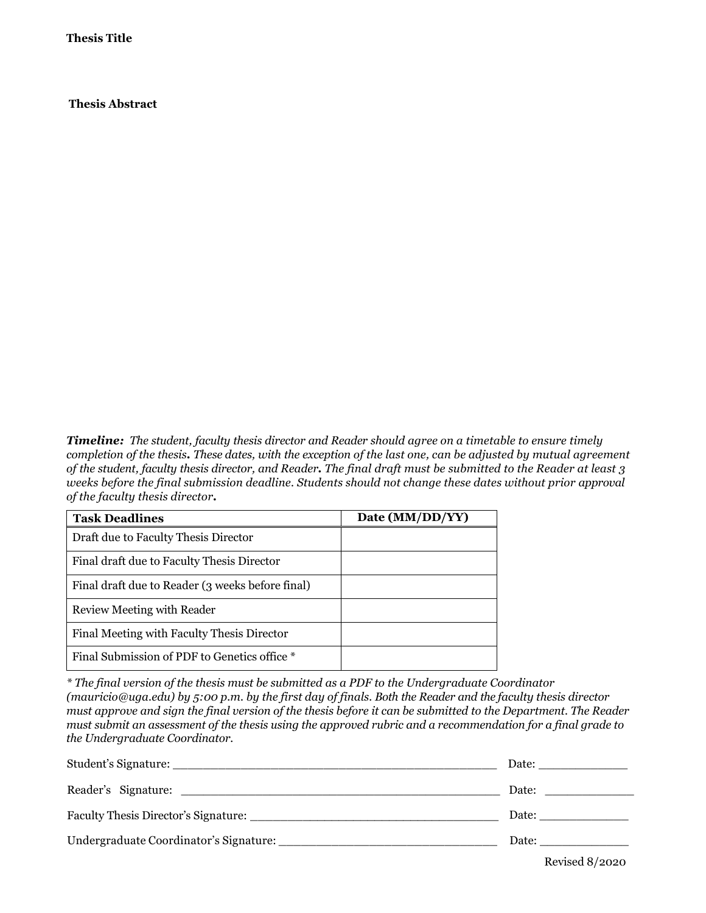**Thesis Title**

**Thesis Abstract**

***Timeline:*** *The student, faculty thesis director and Reader should agree on a timetable to ensure timely completion of the thesis**.** These dates, with the exception of the last one, can be adjusted by mutual agreement of the student, faculty thesis director, and Reader**.** The final draft must be submitted to the Reader at least 3 weeks before the final submission deadline. Students should not change these dates without prior approval of the faculty thesis director**.***

| **Task Deadlines** | **Date (MM/DD/YY)** |
|---|---|
| Draft due to Faculty Thesis Director | |
| Final draft due to Faculty Thesis Director | |
| Final draft due to Reader (3 weeks before final) | |
| Review Meeting with Reader | |
| Final Meeting with Faculty Thesis Director | |
| Final Submission of PDF to Genetics office * | |

*\* The final version of the thesis must be submitted as a PDF to the Undergraduate Coordinator (mauricio@uga.edu) by 5:00 p.m. by the first day of finals. Both the Reader and the faculty thesis director must approve and sign the final version of the thesis before it can be submitted to the Department. The Reader must submit an assessment of the thesis using the approved rubric and a recommendation for a final grade to the Undergraduate Coordinator.*

Student's Signature: ______________________________________________ Date: ____________

Reader's Signature: ______________________________________________ Date: ____________

Faculty Thesis Director's Signature: ____________________________________ Date: ____________

Undergraduate Coordinator's Signature: _________________________________ Date: ____________

Revised 8/2020